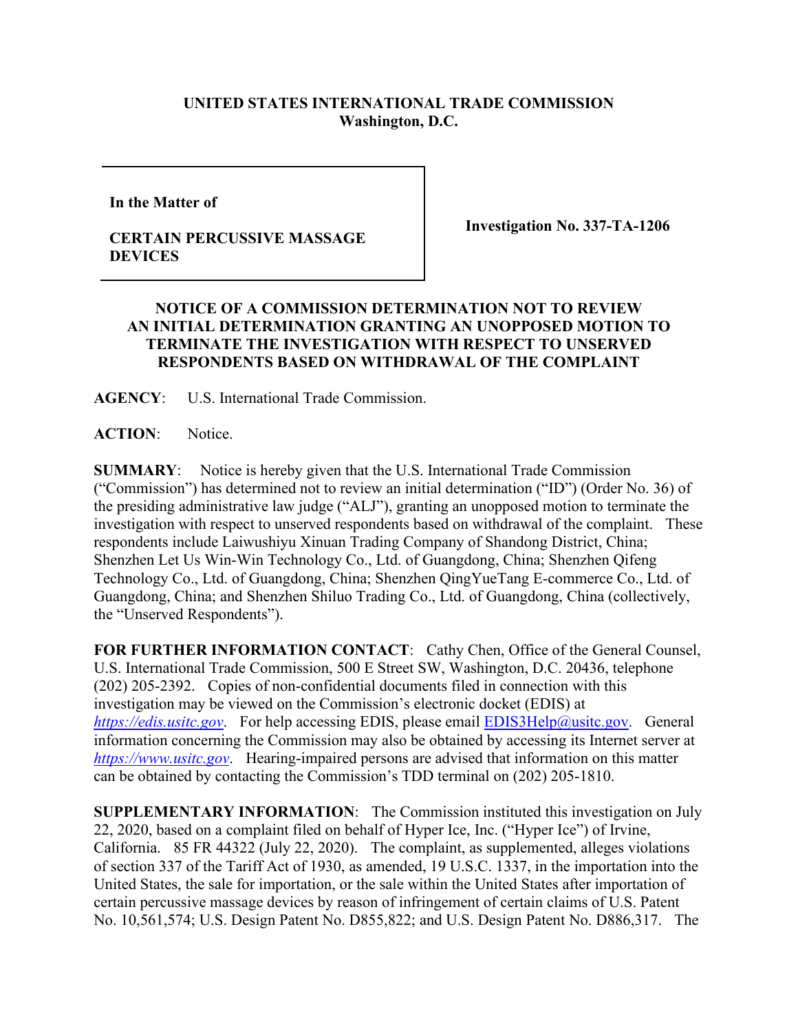**UNITED STATES INTERNATIONAL TRADE COMMISSION**
**Washington, D.C.**

| | |
|---|---|
| **In the Matter of**<br><br>**CERTAIN PERCUSSIVE MASSAGE DEVICES** | **Investigation No. 337-TA-1206** |

**NOTICE OF A COMMISSION DETERMINATION NOT TO REVIEW AN INITIAL DETERMINATION GRANTING AN UNOPPOSED MOTION TO TERMINATE THE INVESTIGATION WITH RESPECT TO UNSERVED RESPONDENTS BASED ON WITHDRAWAL OF THE COMPLAINT**

**AGENCY**: U.S. International Trade Commission.

**ACTION**: Notice.

**SUMMARY**: Notice is hereby given that the U.S. International Trade Commission ("Commission") has determined not to review an initial determination ("ID") (Order No. 36) of the presiding administrative law judge ("ALJ"), granting an unopposed motion to terminate the investigation with respect to unserved respondents based on withdrawal of the complaint. These respondents include Laiwushiyu Xinuan Trading Company of Shandong District, China; Shenzhen Let Us Win-Win Technology Co., Ltd. of Guangdong, China; Shenzhen Qifeng Technology Co., Ltd. of Guangdong, China; Shenzhen QingYueTang E-commerce Co., Ltd. of Guangdong, China; and Shenzhen Shiluo Trading Co., Ltd. of Guangdong, China (collectively, the "Unserved Respondents").

**FOR FURTHER INFORMATION CONTACT**: Cathy Chen, Office of the General Counsel, U.S. International Trade Commission, 500 E Street SW, Washington, D.C. 20436, telephone (202) 205-2392. Copies of non-confidential documents filed in connection with this investigation may be viewed on the Commission's electronic docket (EDIS) at *https://edis.usitc.gov*. For help accessing EDIS, please email EDIS3Help@usitc.gov. General information concerning the Commission may also be obtained by accessing its Internet server at *https://www.usitc.gov*. Hearing-impaired persons are advised that information on this matter can be obtained by contacting the Commission's TDD terminal on (202) 205-1810.

**SUPPLEMENTARY INFORMATION**: The Commission instituted this investigation on July 22, 2020, based on a complaint filed on behalf of Hyper Ice, Inc. ("Hyper Ice") of Irvine, California. 85 FR 44322 (July 22, 2020). The complaint, as supplemented, alleges violations of section 337 of the Tariff Act of 1930, as amended, 19 U.S.C. 1337, in the importation into the United States, the sale for importation, or the sale within the United States after importation of certain percussive massage devices by reason of infringement of certain claims of U.S. Patent No. 10,561,574; U.S. Design Patent No. D855,822; and U.S. Design Patent No. D886,317. The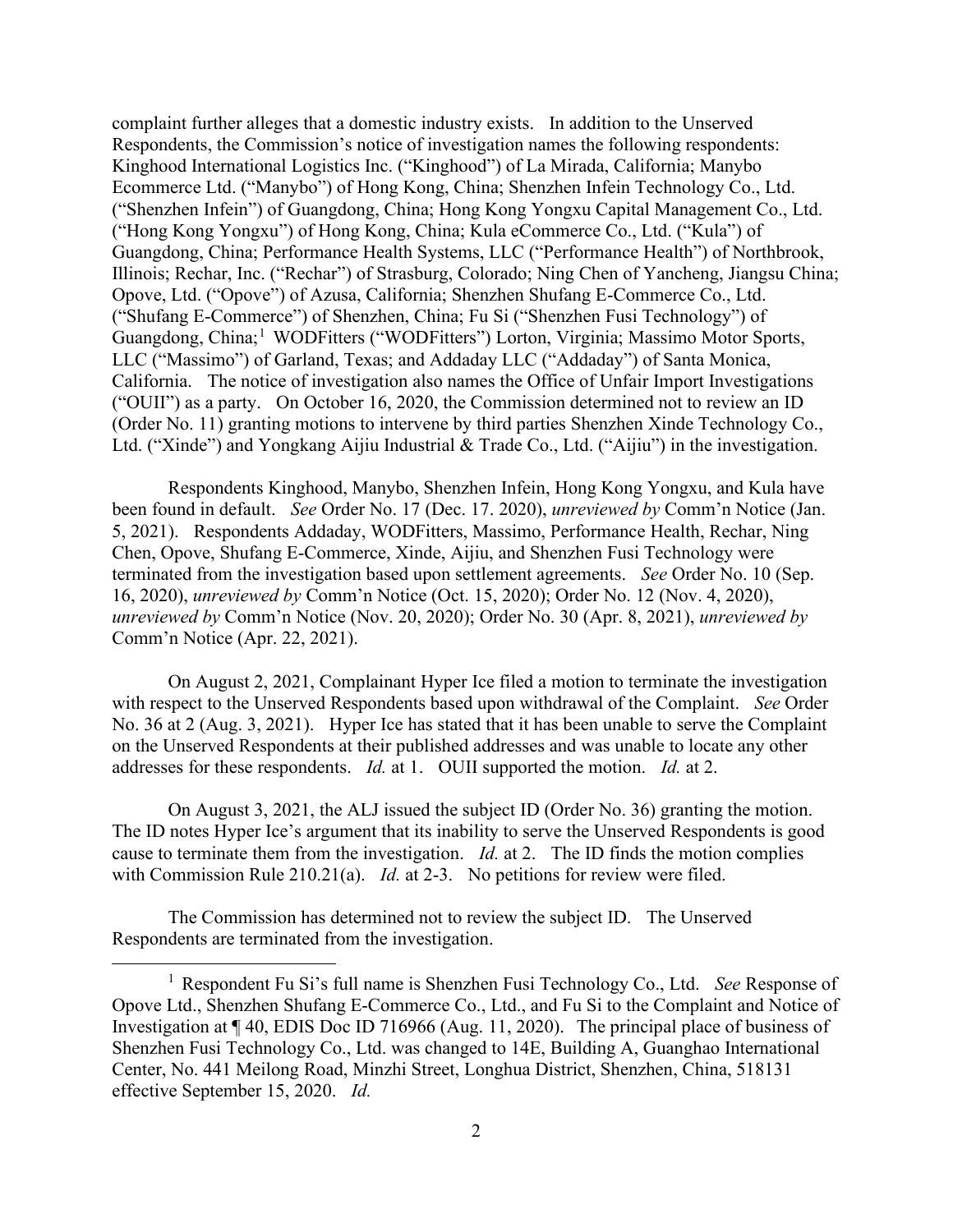complaint further alleges that a domestic industry exists. In addition to the Unserved Respondents, the Commission's notice of investigation names the following respondents: Kinghood International Logistics Inc. ("Kinghood") of La Mirada, California; Manybo Ecommerce Ltd. ("Manybo") of Hong Kong, China; Shenzhen Infein Technology Co., Ltd. ("Shenzhen Infein") of Guangdong, China; Hong Kong Yongxu Capital Management Co., Ltd. ("Hong Kong Yongxu") of Hong Kong, China; Kula eCommerce Co., Ltd. ("Kula") of Guangdong, China; Performance Health Systems, LLC ("Performance Health") of Northbrook, Illinois; Rechar, Inc. ("Rechar") of Strasburg, Colorado; Ning Chen of Yancheng, Jiangsu China; Opove, Ltd. ("Opove") of Azusa, California; Shenzhen Shufang E-Commerce Co., Ltd. ("Shufang E-Commerce") of Shenzhen, China; Fu Si ("Shenzhen Fusi Technology") of Guangdong, China;[1] WODFitters ("WODFitters") Lorton, Virginia; Massimo Motor Sports, LLC ("Massimo") of Garland, Texas; and Addaday LLC ("Addaday") of Santa Monica, California. The notice of investigation also names the Office of Unfair Import Investigations ("OUII") as a party. On October 16, 2020, the Commission determined not to review an ID (Order No. 11) granting motions to intervene by third parties Shenzhen Xinde Technology Co., Ltd. ("Xinde") and Yongkang Aijiu Industrial & Trade Co., Ltd. ("Aijiu") in the investigation.

Respondents Kinghood, Manybo, Shenzhen Infein, Hong Kong Yongxu, and Kula have been found in default. *See* Order No. 17 (Dec. 17. 2020), *unreviewed by* Comm'n Notice (Jan. 5, 2021). Respondents Addaday, WODFitters, Massimo, Performance Health, Rechar, Ning Chen, Opove, Shufang E-Commerce, Xinde, Aijiu, and Shenzhen Fusi Technology were terminated from the investigation based upon settlement agreements. *See* Order No. 10 (Sep. 16, 2020), *unreviewed by* Comm'n Notice (Oct. 15, 2020); Order No. 12 (Nov. 4, 2020), *unreviewed by* Comm'n Notice (Nov. 20, 2020); Order No. 30 (Apr. 8, 2021), *unreviewed by* Comm'n Notice (Apr. 22, 2021).

On August 2, 2021, Complainant Hyper Ice filed a motion to terminate the investigation with respect to the Unserved Respondents based upon withdrawal of the Complaint. *See* Order No. 36 at 2 (Aug. 3, 2021). Hyper Ice has stated that it has been unable to serve the Complaint on the Unserved Respondents at their published addresses and was unable to locate any other addresses for these respondents. *Id.* at 1. OUII supported the motion. *Id.* at 2.

On August 3, 2021, the ALJ issued the subject ID (Order No. 36) granting the motion. The ID notes Hyper Ice's argument that its inability to serve the Unserved Respondents is good cause to terminate them from the investigation. *Id.* at 2. The ID finds the motion complies with Commission Rule 210.21(a). *Id.* at 2-3. No petitions for review were filed.

The Commission has determined not to review the subject ID. The Unserved Respondents are terminated from the investigation.

[1] Respondent Fu Si's full name is Shenzhen Fusi Technology Co., Ltd. *See* Response of Opove Ltd., Shenzhen Shufang E-Commerce Co., Ltd., and Fu Si to the Complaint and Notice of Investigation at ¶ 40, EDIS Doc ID 716966 (Aug. 11, 2020). The principal place of business of Shenzhen Fusi Technology Co., Ltd. was changed to 14E, Building A, Guanghao International Center, No. 441 Meilong Road, Minzhi Street, Longhua District, Shenzhen, China, 518131 effective September 15, 2020. *Id.*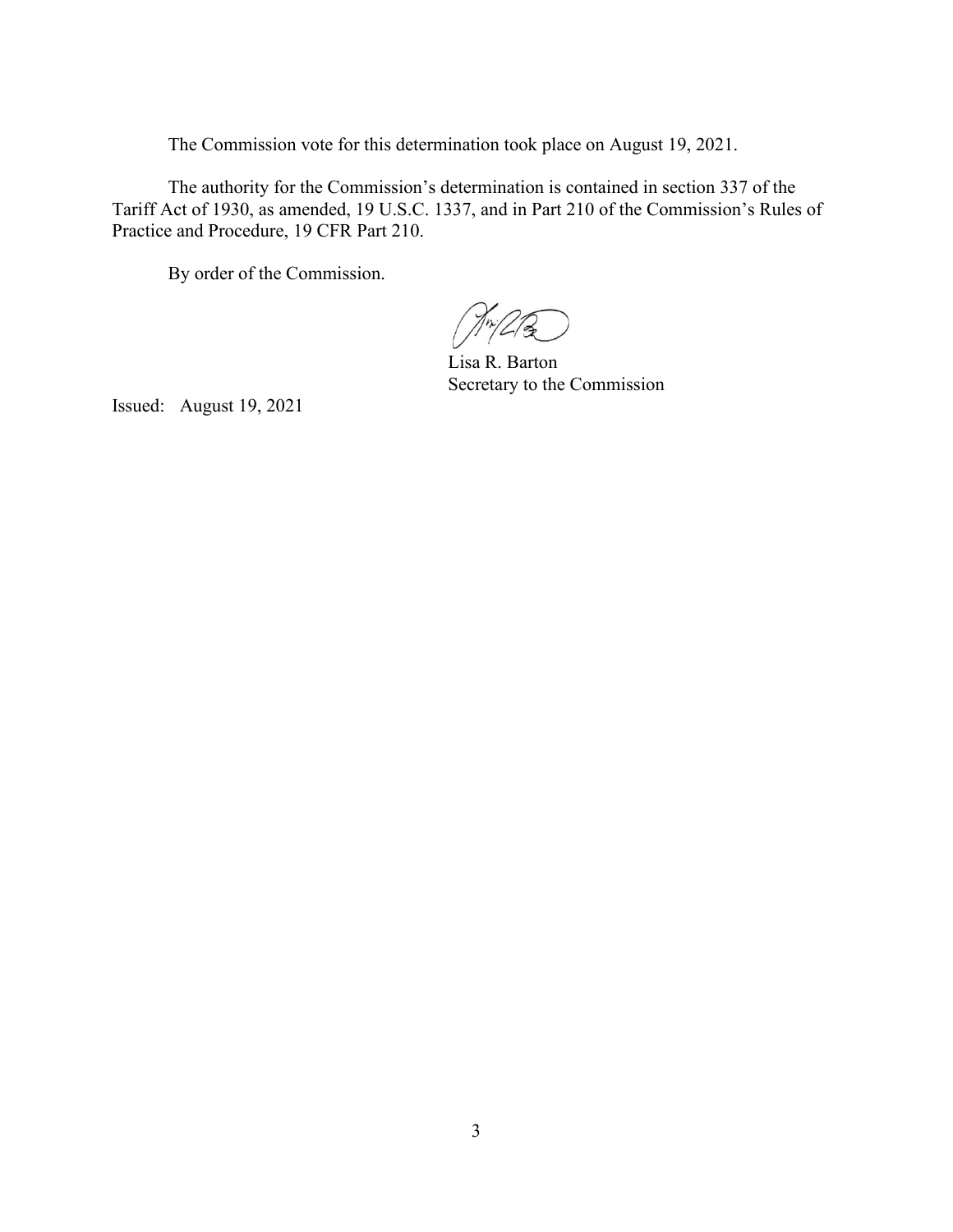The Commission vote for this determination took place on August 19, 2021.

The authority for the Commission's determination is contained in section 337 of the Tariff Act of 1930, as amended, 19 U.S.C. 1337, and in Part 210 of the Commission's Rules of Practice and Procedure, 19 CFR Part 210.

By order of the Commission.

Lisa R. Barton
Secretary to the Commission

Issued: August 19, 2021